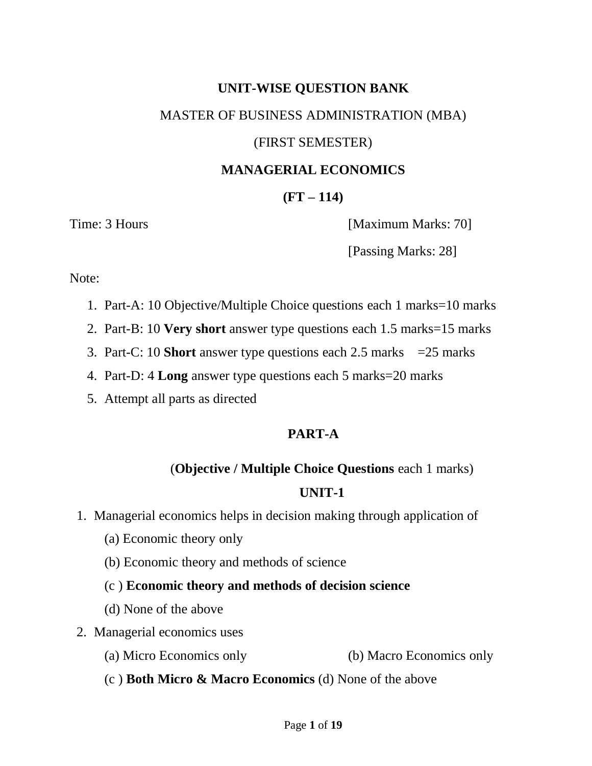**UNIT-WISE QUESTION BANK**

MASTER OF BUSINESS ADMINISTRATION (MBA)

(FIRST SEMESTER)

**MANAGERIAL ECONOMICS**

**(FT – 114)**

Time: 3 Hours [Maximum Marks: 70]

[Passing Marks: 28]

Note:

1. Part-A: 10 Objective/Multiple Choice questions each 1 marks=10 marks
2. Part-B: 10 **Very short** answer type questions each 1.5 marks=15 marks
3. Part-C: 10 **Short** answer type questions each 2.5 marks =25 marks
4. Part-D: 4 **Long** answer type questions each 5 marks=20 marks
5. Attempt all parts as directed

## PART-A

(**Objective / Multiple Choice Questions** each 1 marks)

### UNIT-1

1. Managerial economics helps in decision making through application of

   (a) Economic theory only

   (b) Economic theory and methods of science

   (c ) **Economic theory and methods of decision science**

   (d) None of the above

2. Managerial economics uses

   (a) Micro Economics only (b) Macro Economics only

   (c ) **Both Micro & Macro Economics** (d) None of the above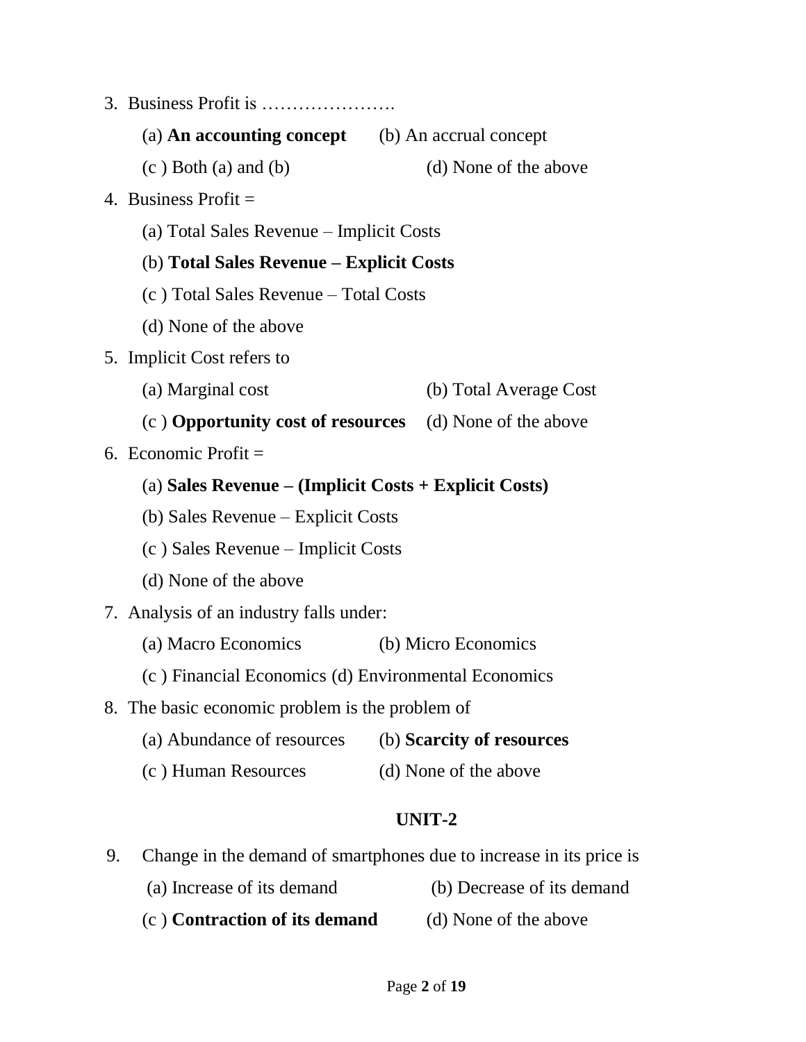3. Business Profit is ………………….

   (a) **An accounting concept**   (b) An accrual concept

   (c ) Both (a) and (b)   (d) None of the above

4. Business Profit =

   (a) Total Sales Revenue – Implicit Costs

   (b) **Total Sales Revenue – Explicit Costs**

   (c ) Total Sales Revenue – Total Costs

   (d) None of the above

5. Implicit Cost refers to

   (a) Marginal cost   (b) Total Average Cost

   (c ) **Opportunity cost of resources**   (d) None of the above

6. Economic Profit =

   (a) **Sales Revenue – (Implicit Costs + Explicit Costs)**

   (b) Sales Revenue – Explicit Costs

   (c ) Sales Revenue – Implicit Costs

   (d) None of the above

7. Analysis of an industry falls under:

   (a) Macro Economics   (b) Micro Economics

   (c ) Financial Economics (d) Environmental Economics

8. The basic economic problem is the problem of

   (a) Abundance of resources   (b) **Scarcity of resources**

   (c ) Human Resources   (d) None of the above

## UNIT-2

9. Change in the demand of smartphones due to increase in its price is

   (a) Increase of its demand   (b) Decrease of its demand

   (c ) **Contraction of its demand**   (d) None of the above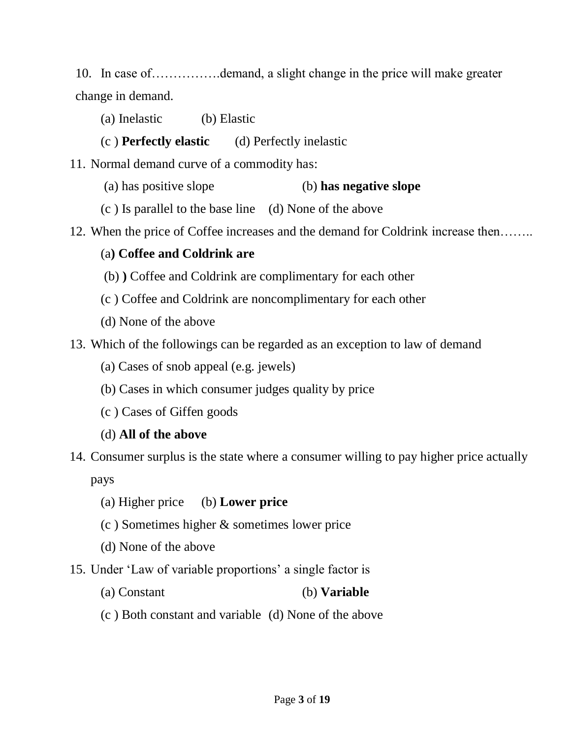10. In case of…………….demand, a slight change in the price will make greater change in demand.

    (a) Inelastic (b) Elastic

    (c ) **Perfectly elastic** (d) Perfectly inelastic

11. Normal demand curve of a commodity has:

    (a) has positive slope (b) **has negative slope**

    (c ) Is parallel to the base line (d) None of the above

12. When the price of Coffee increases and the demand for Coldrink increase then……..

    (a**) Coffee and Coldrink are**

    (b) **)** Coffee and Coldrink are complimentary for each other

    (c ) Coffee and Coldrink are noncomplimentary for each other

    (d) None of the above

13. Which of the followings can be regarded as an exception to law of demand

    (a) Cases of snob appeal (e.g. jewels)

    (b) Cases in which consumer judges quality by price

    (c ) Cases of Giffen goods

    (d) **All of the above**

14. Consumer surplus is the state where a consumer willing to pay higher price actually pays

    (a) Higher price (b) **Lower price**

    (c ) Sometimes higher & sometimes lower price

    (d) None of the above

15. Under 'Law of variable proportions' a single factor is

    (a) Constant (b) **Variable**

    (c ) Both constant and variable (d) None of the above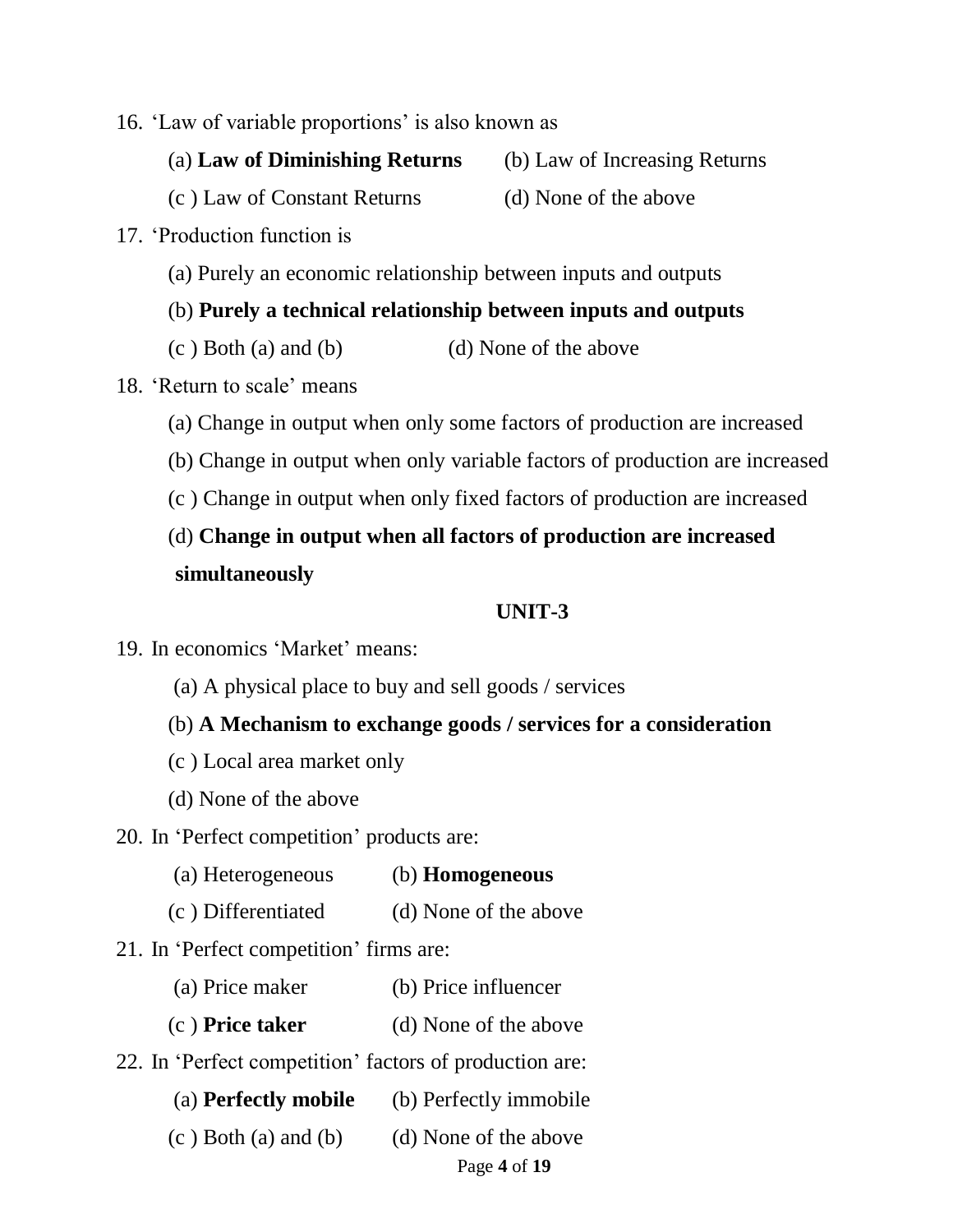16. 'Law of variable proportions' is also known as

    (a) **Law of Diminishing Returns** (b) Law of Increasing Returns

    (c ) Law of Constant Returns (d) None of the above

17. 'Production function is

    (a) Purely an economic relationship between inputs and outputs

    (b) **Purely a technical relationship between inputs and outputs**

    (c ) Both (a) and (b) (d) None of the above

18. 'Return to scale' means

    (a) Change in output when only some factors of production are increased

    (b) Change in output when only variable factors of production are increased

    (c ) Change in output when only fixed factors of production are increased

    (d) **Change in output when all factors of production are increased simultaneously**

## UNIT-3

19. In economics 'Market' means:

    (a) A physical place to buy and sell goods / services

    (b) **A Mechanism to exchange goods / services for a consideration**

    (c ) Local area market only

    (d) None of the above

20. In 'Perfect competition' products are:

    (a) Heterogeneous (b) **Homogeneous**

    (c ) Differentiated (d) None of the above

21. In 'Perfect competition' firms are:

    (a) Price maker (b) Price influencer

    (c ) **Price taker** (d) None of the above

22. In 'Perfect competition' factors of production are:

    (a) **Perfectly mobile** (b) Perfectly immobile

    (c ) Both (a) and (b) (d) None of the above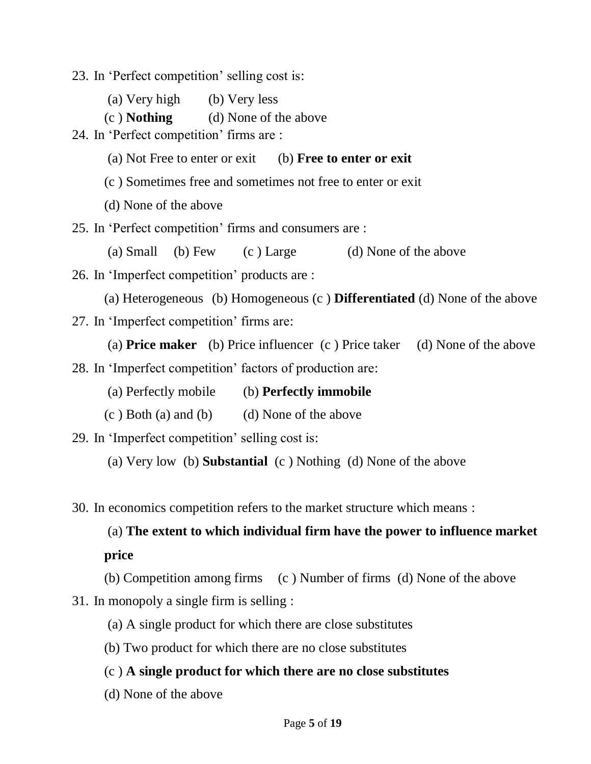23. In 'Perfect competition' selling cost is:

    (a) Very high (b) Very less

    (c ) **Nothing** (d) None of the above

24. In 'Perfect competition' firms are :

    (a) Not Free to enter or exit (b) **Free to enter or exit**

    (c ) Sometimes free and sometimes not free to enter or exit

    (d) None of the above

25. In 'Perfect competition' firms and consumers are :

    (a) Small (b) Few (c ) Large (d) None of the above

26. In 'Imperfect competition' products are :

    (a) Heterogeneous (b) Homogeneous (c ) **Differentiated** (d) None of the above

27. In 'Imperfect competition' firms are:

    (a) **Price maker** (b) Price influencer (c ) Price taker (d) None of the above

28. In 'Imperfect competition' factors of production are:

    (a) Perfectly mobile (b) **Perfectly immobile**

    (c ) Both (a) and (b) (d) None of the above

29. In 'Imperfect competition' selling cost is:

    (a) Very low (b) **Substantial** (c ) Nothing (d) None of the above

30. In economics competition refers to the market structure which means :

    (a) **The extent to which individual firm have the power to influence market price**

    (b) Competition among firms (c ) Number of firms (d) None of the above

31. In monopoly a single firm is selling :

    (a) A single product for which there are close substitutes

    (b) Two product for which there are no close substitutes

    (c ) **A single product for which there are no close substitutes**

    (d) None of the above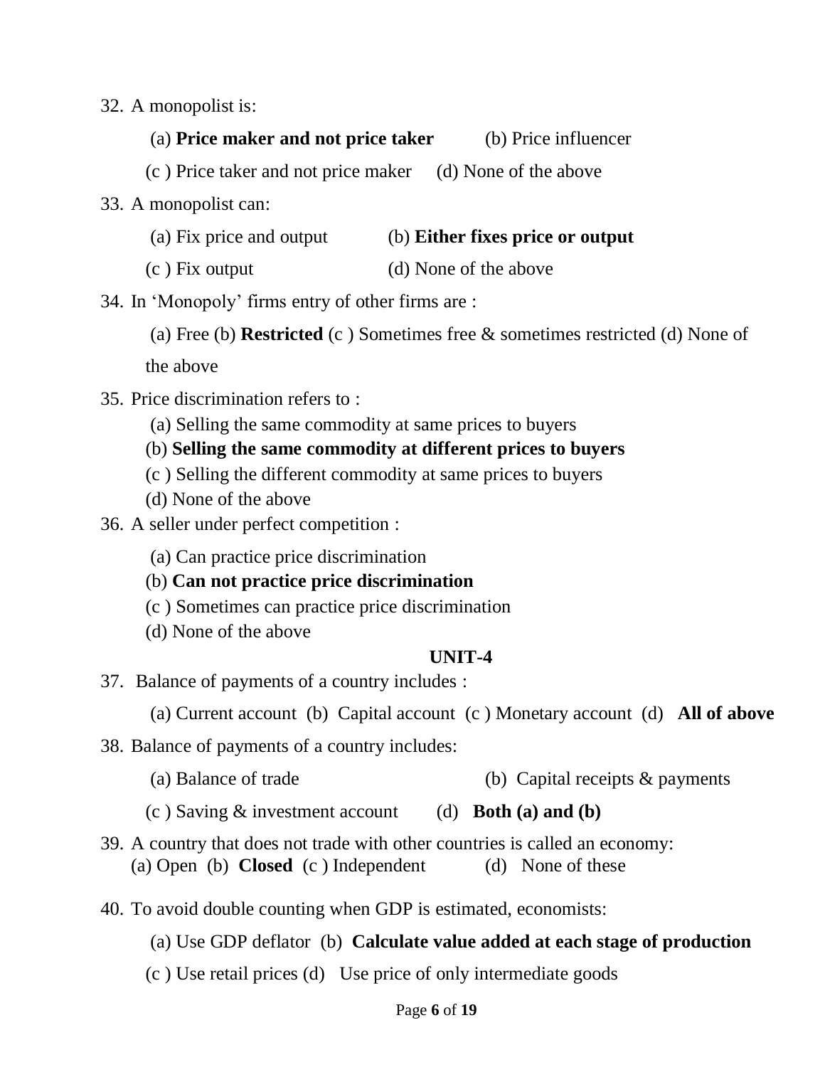32. A monopolist is:

    (a) **Price maker and not price taker** (b) Price influencer

    (c ) Price taker and not price maker (d) None of the above

33. A monopolist can:

    (a) Fix price and output (b) **Either fixes price or output**

    (c ) Fix output (d) None of the above

34. In 'Monopoly' firms entry of other firms are :

    (a) Free (b) **Restricted** (c ) Sometimes free & sometimes restricted (d) None of the above

35. Price discrimination refers to :

    (a) Selling the same commodity at same prices to buyers

    (b) **Selling the same commodity at different prices to buyers**

    (c ) Selling the different commodity at same prices to buyers

    (d) None of the above

36. A seller under perfect competition :

    (a) Can practice price discrimination

    (b) **Can not practice price discrimination**

    (c ) Sometimes can practice price discrimination

    (d) None of the above

## UNIT-4

37. Balance of payments of a country includes :

    (a) Current account (b) Capital account (c ) Monetary account (d) **All of above**

38. Balance of payments of a country includes:

    (a) Balance of trade (b) Capital receipts & payments

    (c ) Saving & investment account (d) **Both (a) and (b)**

39. A country that does not trade with other countries is called an economy:

    (a) Open (b) **Closed** (c ) Independent (d) None of these

40. To avoid double counting when GDP is estimated, economists:

    (a) Use GDP deflator (b) **Calculate value added at each stage of production**

    (c ) Use retail prices (d) Use price of only intermediate goods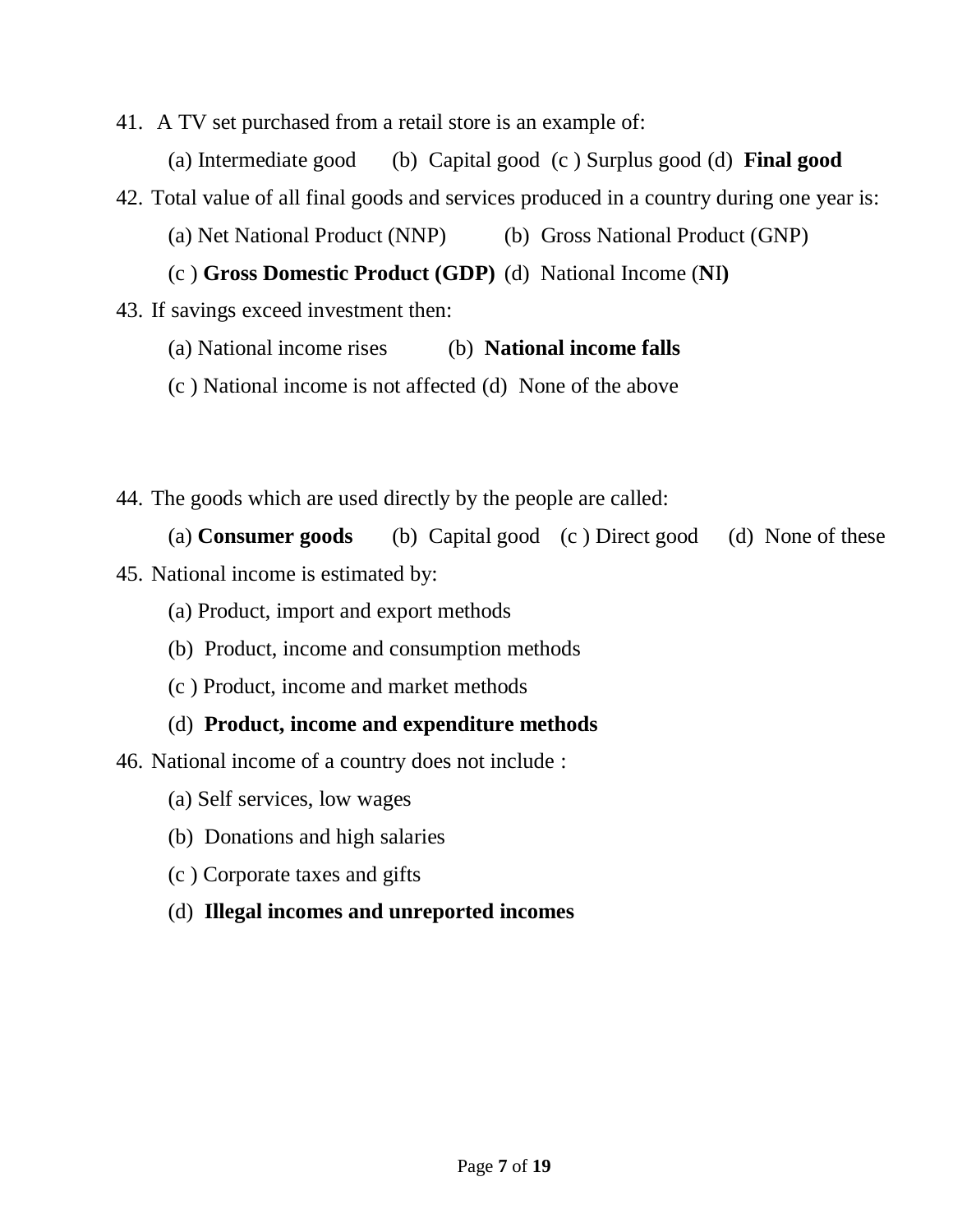41. A TV set purchased from a retail store is an example of:

    (a) Intermediate good (b) Capital good (c ) Surplus good (d) **Final good**

42. Total value of all final goods and services produced in a country during one year is:

    (a) Net National Product (NNP) (b) Gross National Product (GNP)

    (c ) **Gross Domestic Product (GDP)** (d) National Income (**NI)**

43. If savings exceed investment then:

    (a) National income rises (b) **National income falls**

    (c ) National income is not affected (d) None of the above

44. The goods which are used directly by the people are called:

    (a) **Consumer goods** (b) Capital good (c ) Direct good (d) None of these

45. National income is estimated by:

    (a) Product, import and export methods

    (b) Product, income and consumption methods

    (c ) Product, income and market methods

    (d) **Product, income and expenditure methods**

46. National income of a country does not include :

    (a) Self services, low wages

    (b) Donations and high salaries

    (c ) Corporate taxes and gifts

    (d) **Illegal incomes and unreported incomes**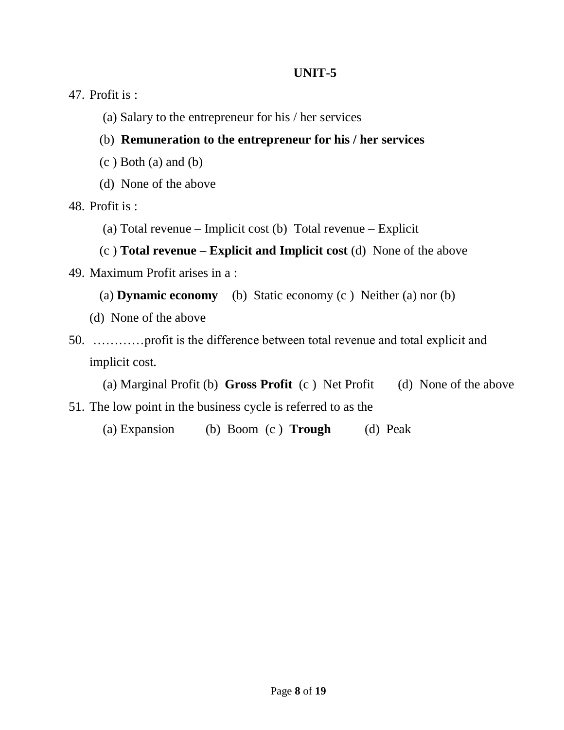**UNIT-5**

47. Profit is :

    (a) Salary to the entrepreneur for his / her services

    (b) **Remuneration to the entrepreneur for his / her services**

    (c ) Both (a) and (b)

    (d) None of the above

48. Profit is :

    (a) Total revenue – Implicit cost (b) Total revenue – Explicit

    (c ) **Total revenue – Explicit and Implicit cost** (d) None of the above

49. Maximum Profit arises in a :

    (a) **Dynamic economy** (b) Static economy (c ) Neither (a) nor (b)

    (d) None of the above

50. …………profit is the difference between total revenue and total explicit and implicit cost.

    (a) Marginal Profit (b) **Gross Profit** (c ) Net Profit (d) None of the above

51. The low point in the business cycle is referred to as the

    (a) Expansion (b) Boom (c ) **Trough** (d) Peak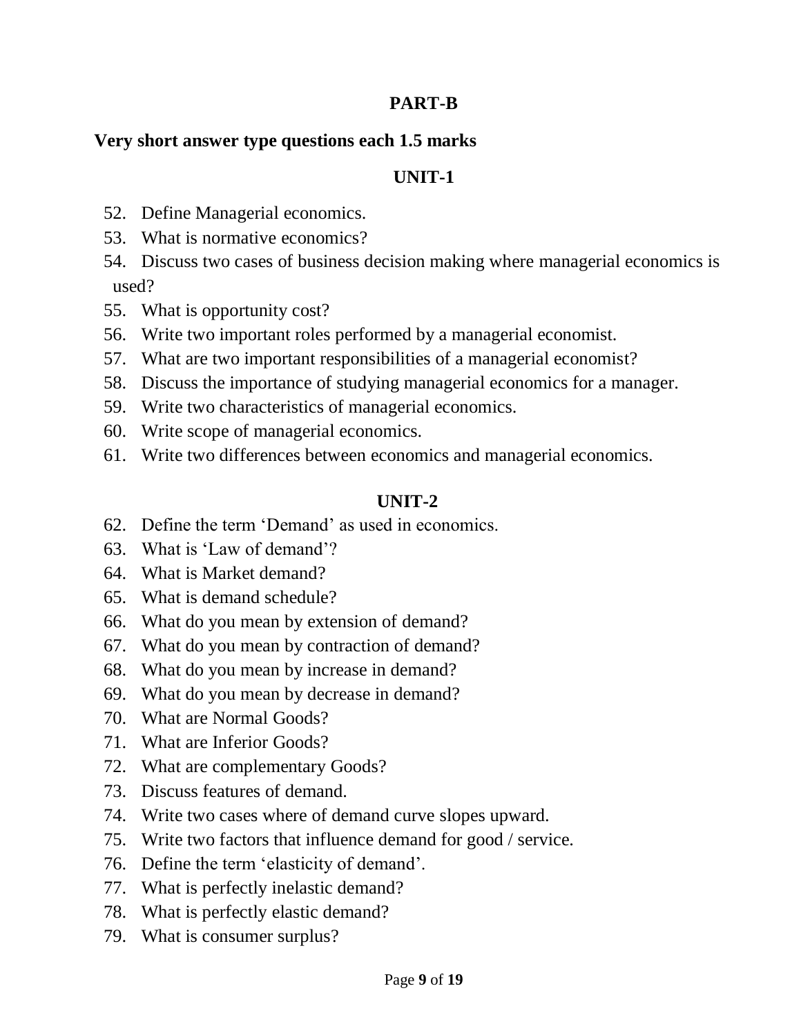## PART-B

**Very short answer type questions each 1.5 marks**

### UNIT-1

52. Define Managerial economics.
53. What is normative economics?
54. Discuss two cases of business decision making where managerial economics is used?
55. What is opportunity cost?
56. Write two important roles performed by a managerial economist.
57. What are two important responsibilities of a managerial economist?
58. Discuss the importance of studying managerial economics for a manager.
59. Write two characteristics of managerial economics.
60. Write scope of managerial economics.
61. Write two differences between economics and managerial economics.

### UNIT-2

62. Define the term 'Demand' as used in economics.
63. What is 'Law of demand'?
64. What is Market demand?
65. What is demand schedule?
66. What do you mean by extension of demand?
67. What do you mean by contraction of demand?
68. What do you mean by increase in demand?
69. What do you mean by decrease in demand?
70. What are Normal Goods?
71. What are Inferior Goods?
72. What are complementary Goods?
73. Discuss features of demand.
74. Write two cases where of demand curve slopes upward.
75. Write two factors that influence demand for good / service.
76. Define the term 'elasticity of demand'.
77. What is perfectly inelastic demand?
78. What is perfectly elastic demand?
79. What is consumer surplus?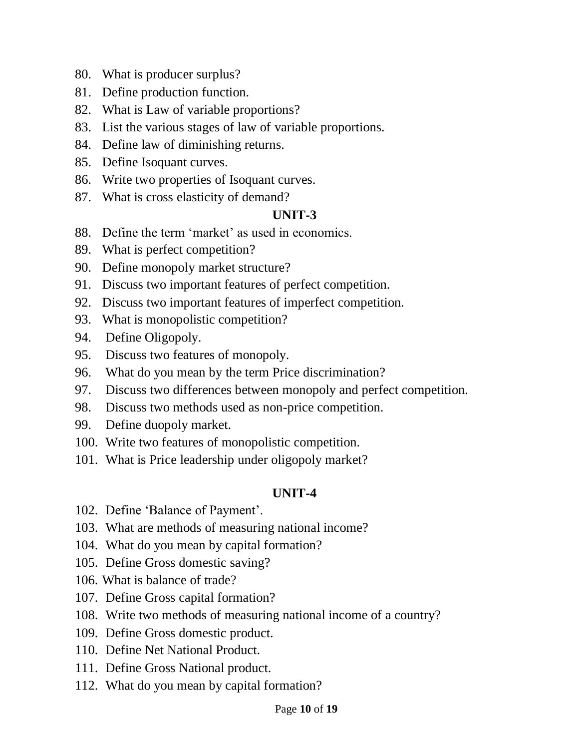80. What is producer surplus?
81. Define production function.
82. What is Law of variable proportions?
83. List the various stages of law of variable proportions.
84. Define law of diminishing returns.
85. Define Isoquant curves.
86. Write two properties of Isoquant curves.
87. What is cross elasticity of demand?

**UNIT-3**

88. Define the term 'market' as used in economics.
89. What is perfect competition?
90. Define monopoly market structure?
91. Discuss two important features of perfect competition.
92. Discuss two important features of imperfect competition.
93. What is monopolistic competition?
94. Define Oligopoly.
95. Discuss two features of monopoly.
96. What do you mean by the term Price discrimination?
97. Discuss two differences between monopoly and perfect competition.
98. Discuss two methods used as non-price competition.
99. Define duopoly market.
100. Write two features of monopolistic competition.
101. What is Price leadership under oligopoly market?

**UNIT-4**

102. Define 'Balance of Payment'.
103. What are methods of measuring national income?
104. What do you mean by capital formation?
105. Define Gross domestic saving?
106. What is balance of trade?
107. Define Gross capital formation?
108. Write two methods of measuring national income of a country?
109. Define Gross domestic product.
110. Define Net National Product.
111. Define Gross National product.
112. What do you mean by capital formation?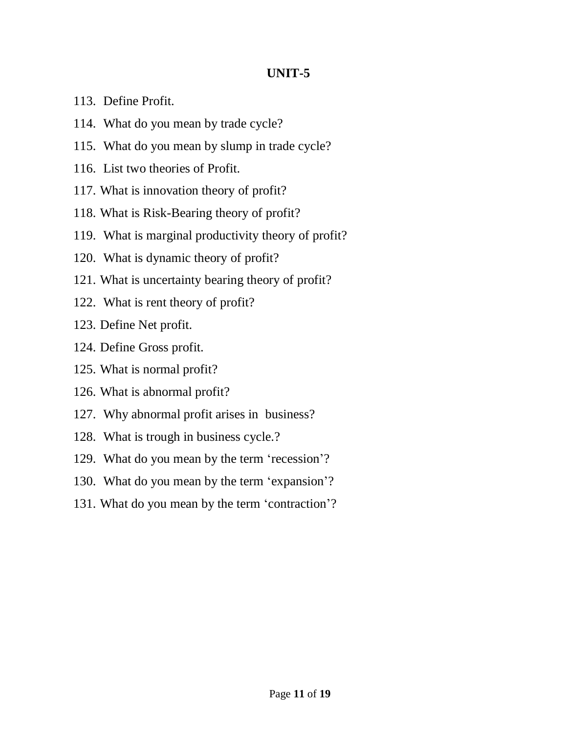## UNIT-5

113. Define Profit.
114. What do you mean by trade cycle?
115. What do you mean by slump in trade cycle?
116. List two theories of Profit.
117. What is innovation theory of profit?
118. What is Risk-Bearing theory of profit?
119. What is marginal productivity theory of profit?
120. What is dynamic theory of profit?
121. What is uncertainty bearing theory of profit?
122. What is rent theory of profit?
123. Define Net profit.
124. Define Gross profit.
125. What is normal profit?
126. What is abnormal profit?
127. Why abnormal profit arises in business?
128. What is trough in business cycle.?
129. What do you mean by the term 'recession'?
130. What do you mean by the term 'expansion'?
131. What do you mean by the term 'contraction'?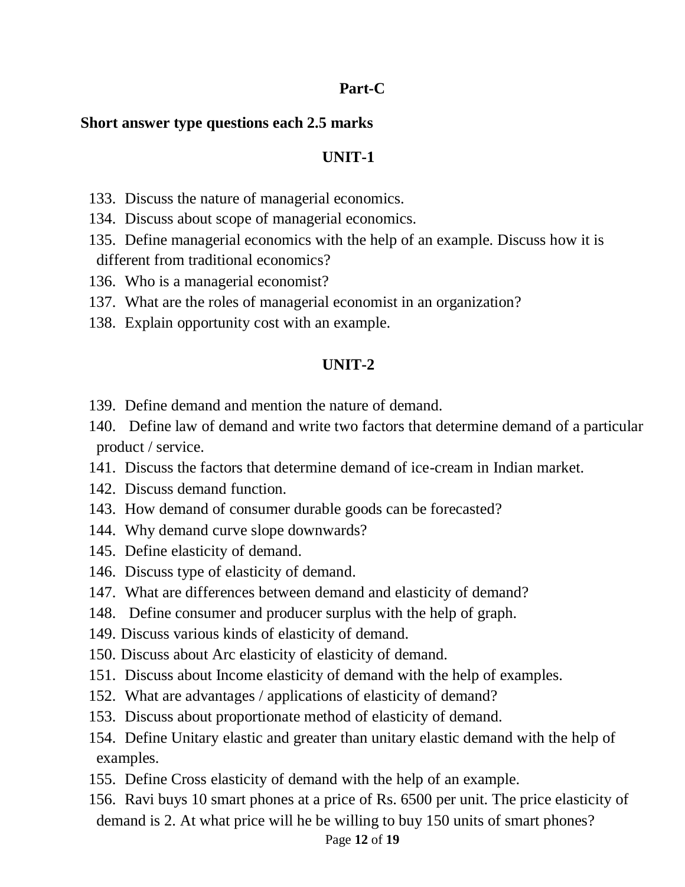## Part-C

**Short answer type questions each 2.5 marks**

### UNIT-1

133. Discuss the nature of managerial economics.
134. Discuss about scope of managerial economics.
135. Define managerial economics with the help of an example. Discuss how it is different from traditional economics?
136. Who is a managerial economist?
137. What are the roles of managerial economist in an organization?
138. Explain opportunity cost with an example.

### UNIT-2

139. Define demand and mention the nature of demand.
140. Define law of demand and write two factors that determine demand of a particular product / service.
141. Discuss the factors that determine demand of ice-cream in Indian market.
142. Discuss demand function.
143. How demand of consumer durable goods can be forecasted?
144. Why demand curve slope downwards?
145. Define elasticity of demand.
146. Discuss type of elasticity of demand.
147. What are differences between demand and elasticity of demand?
148. Define consumer and producer surplus with the help of graph.
149. Discuss various kinds of elasticity of demand.
150. Discuss about Arc elasticity of elasticity of demand.
151. Discuss about Income elasticity of demand with the help of examples.
152. What are advantages / applications of elasticity of demand?
153. Discuss about proportionate method of elasticity of demand.
154. Define Unitary elastic and greater than unitary elastic demand with the help of examples.
155. Define Cross elasticity of demand with the help of an example.
156. Ravi buys 10 smart phones at a price of Rs. 6500 per unit. The price elasticity of demand is 2. At what price will he be willing to buy 150 units of smart phones?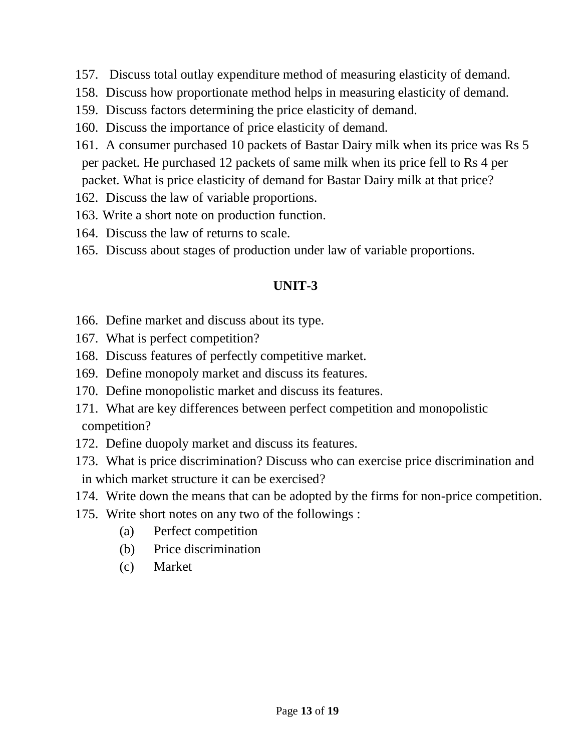157. Discuss total outlay expenditure method of measuring elasticity of demand.
158. Discuss how proportionate method helps in measuring elasticity of demand.
159. Discuss factors determining the price elasticity of demand.
160. Discuss the importance of price elasticity of demand.
161. A consumer purchased 10 packets of Bastar Dairy milk when its price was Rs 5 per packet. He purchased 12 packets of same milk when its price fell to Rs 4 per packet. What is price elasticity of demand for Bastar Dairy milk at that price?
162. Discuss the law of variable proportions.
163. Write a short note on production function.
164. Discuss the law of returns to scale.
165. Discuss about stages of production under law of variable proportions.

## UNIT-3

166. Define market and discuss about its type.
167. What is perfect competition?
168. Discuss features of perfectly competitive market.
169. Define monopoly market and discuss its features.
170. Define monopolistic market and discuss its features.
171. What are key differences between perfect competition and monopolistic competition?
172. Define duopoly market and discuss its features.
173. What is price discrimination? Discuss who can exercise price discrimination and in which market structure it can be exercised?
174. Write down the means that can be adopted by the firms for non-price competition.
175. Write short notes on any two of the followings :
    - (a) Perfect competition
    - (b) Price discrimination
    - (c) Market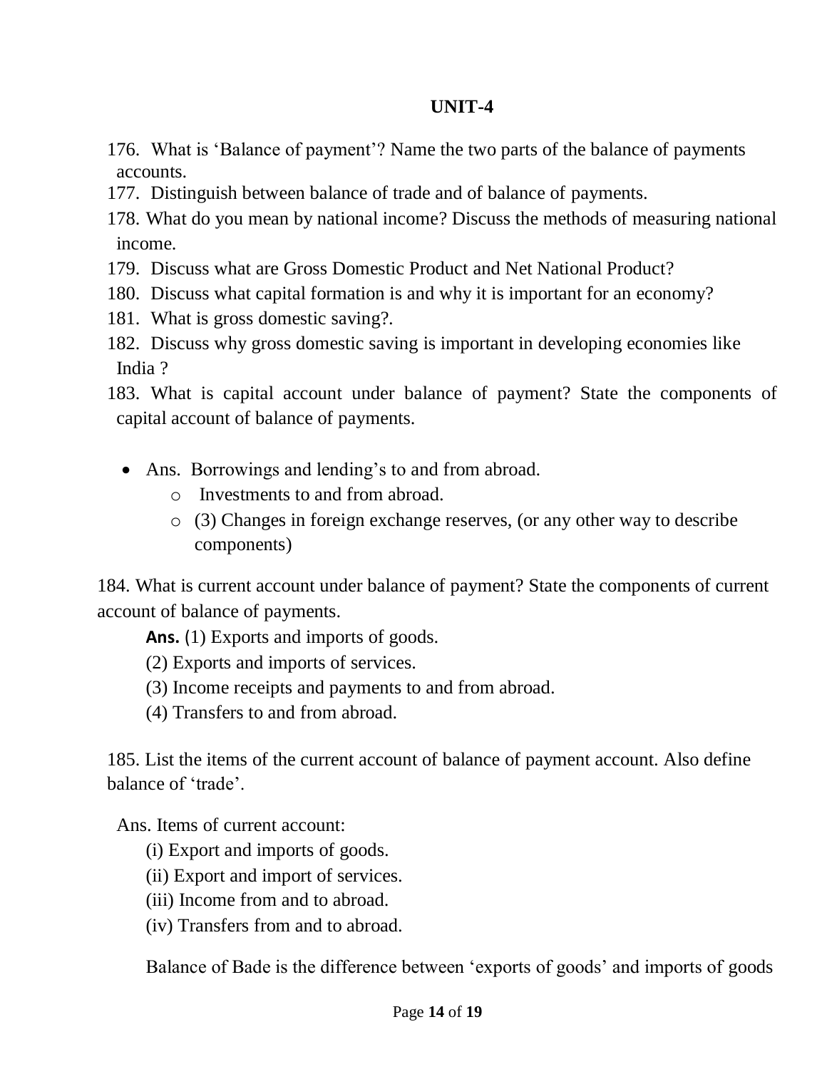## UNIT-4

176. What is 'Balance of payment'? Name the two parts of the balance of payments accounts.
177. Distinguish between balance of trade and of balance of payments.
178. What do you mean by national income? Discuss the methods of measuring national income.
179. Discuss what are Gross Domestic Product and Net National Product?
180. Discuss what capital formation is and why it is important for an economy?
181. What is gross domestic saving?.
182. Discuss why gross domestic saving is important in developing economies like India ?
183. What is capital account under balance of payment? State the components of capital account of balance of payments.

- Ans. Borrowings and lending's to and from abroad.
    - Investments to and from abroad.
    - (3) Changes in foreign exchange reserves, (or any other way to describe components)

184. What is current account under balance of payment? State the components of current account of balance of payments.

**Ans.** (1) Exports and imports of goods.

(2) Exports and imports of services.

(3) Income receipts and payments to and from abroad.

(4) Transfers to and from abroad.

185. List the items of the current account of balance of payment account. Also define balance of 'trade'.

Ans. Items of current account:

(i) Export and imports of goods.

(ii) Export and import of services.

(iii) Income from and to abroad.

(iv) Transfers from and to abroad.

Balance of Bade is the difference between 'exports of goods' and imports of goods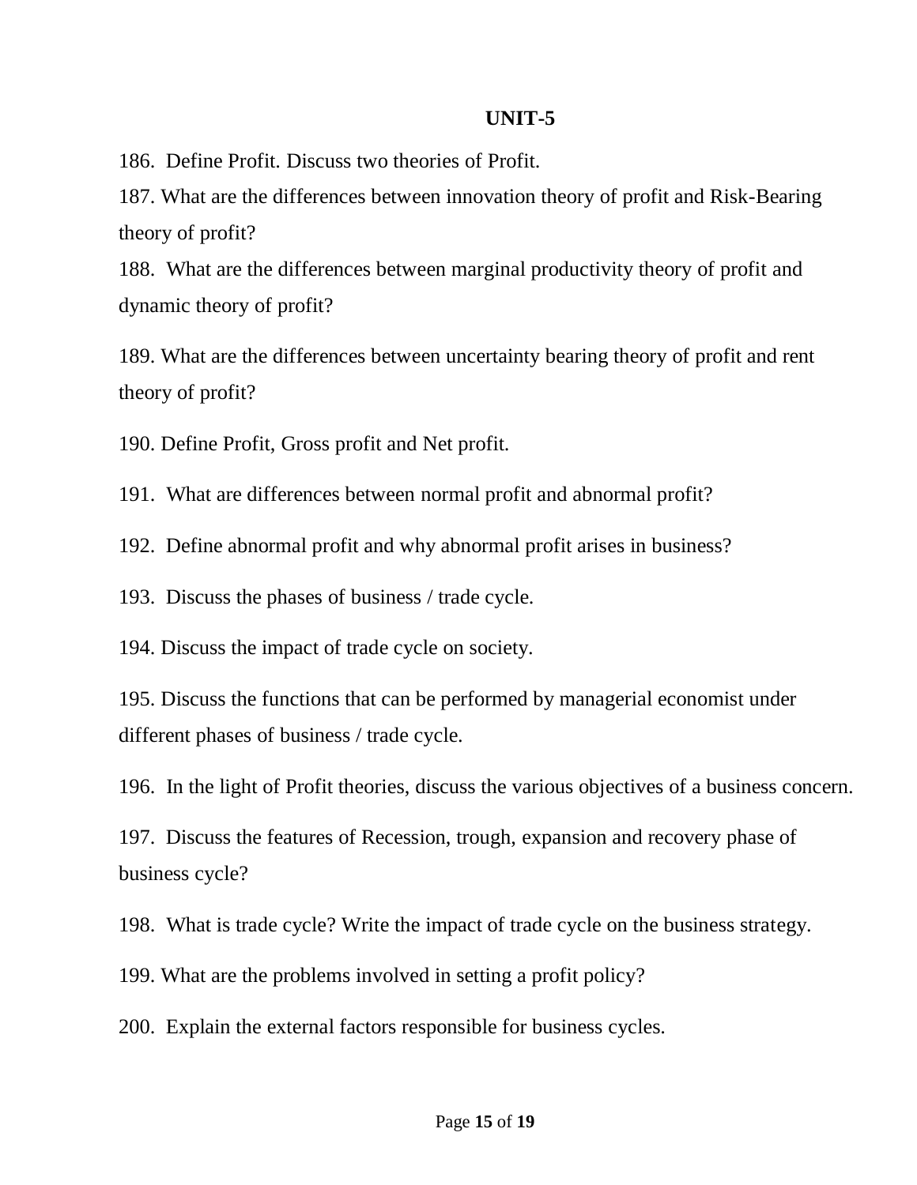## UNIT-5

186. Define Profit. Discuss two theories of Profit.

187. What are the differences between innovation theory of profit and Risk-Bearing theory of profit?

188. What are the differences between marginal productivity theory of profit and dynamic theory of profit?

189. What are the differences between uncertainty bearing theory of profit and rent theory of profit?

190. Define Profit, Gross profit and Net profit.

191. What are differences between normal profit and abnormal profit?

192. Define abnormal profit and why abnormal profit arises in business?

193. Discuss the phases of business / trade cycle.

194. Discuss the impact of trade cycle on society.

195. Discuss the functions that can be performed by managerial economist under different phases of business / trade cycle.

196. In the light of Profit theories, discuss the various objectives of a business concern.

197. Discuss the features of Recession, trough, expansion and recovery phase of business cycle?

198. What is trade cycle? Write the impact of trade cycle on the business strategy.

199. What are the problems involved in setting a profit policy?

200. Explain the external factors responsible for business cycles.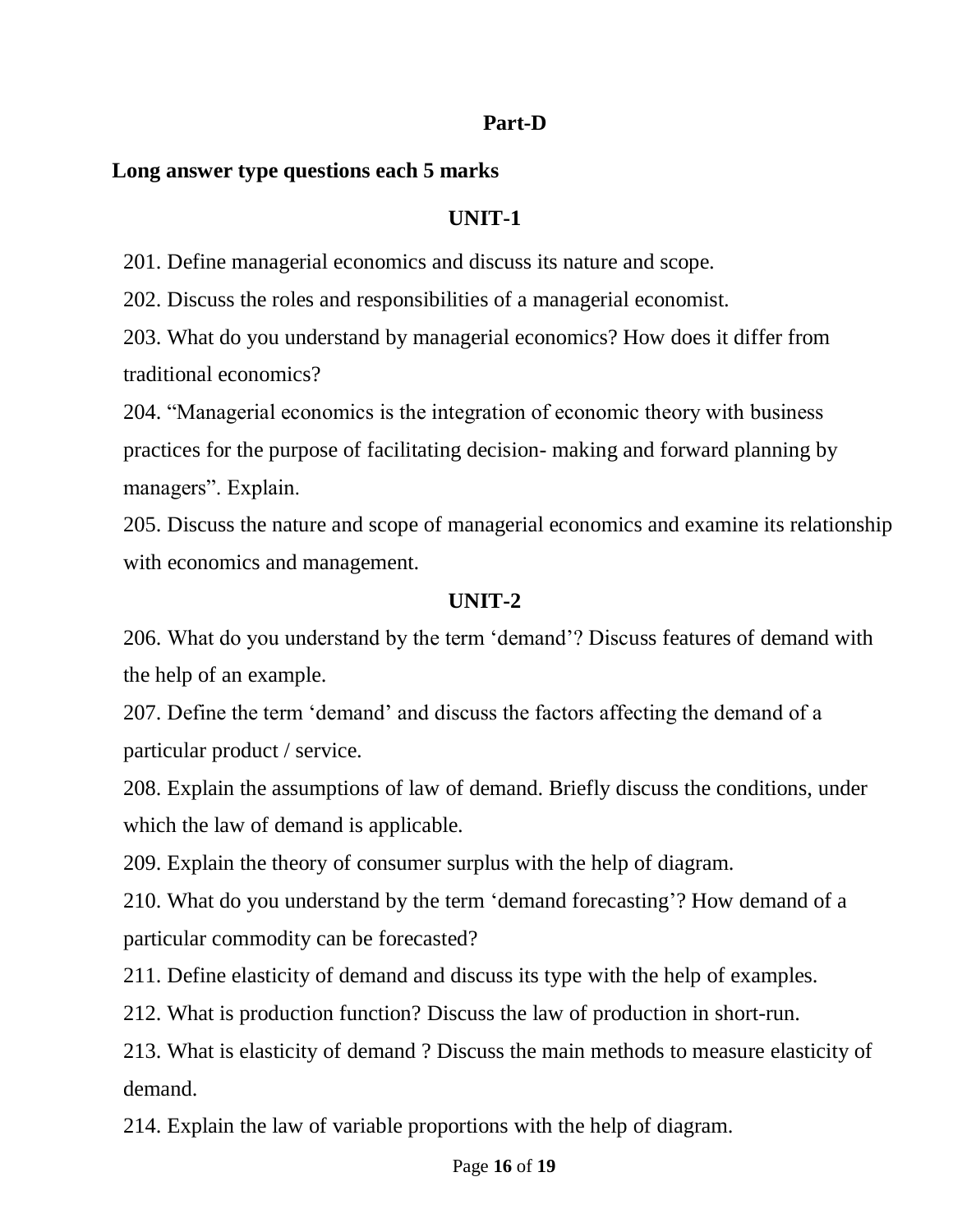## Part-D

**Long answer type questions each 5 marks**

### UNIT-1

201. Define managerial economics and discuss its nature and scope.

202. Discuss the roles and responsibilities of a managerial economist.

203. What do you understand by managerial economics? How does it differ from traditional economics?

204. “Managerial economics is the integration of economic theory with business practices for the purpose of facilitating decision- making and forward planning by managers”. Explain.

205. Discuss the nature and scope of managerial economics and examine its relationship with economics and management.

### UNIT-2

206. What do you understand by the term ‘demand’? Discuss features of demand with the help of an example.

207. Define the term ‘demand’ and discuss the factors affecting the demand of a particular product / service.

208. Explain the assumptions of law of demand. Briefly discuss the conditions, under which the law of demand is applicable.

209. Explain the theory of consumer surplus with the help of diagram.

210. What do you understand by the term ‘demand forecasting’? How demand of a particular commodity can be forecasted?

211. Define elasticity of demand and discuss its type with the help of examples.

212. What is production function? Discuss the law of production in short-run.

213. What is elasticity of demand ? Discuss the main methods to measure elasticity of demand.

214. Explain the law of variable proportions with the help of diagram.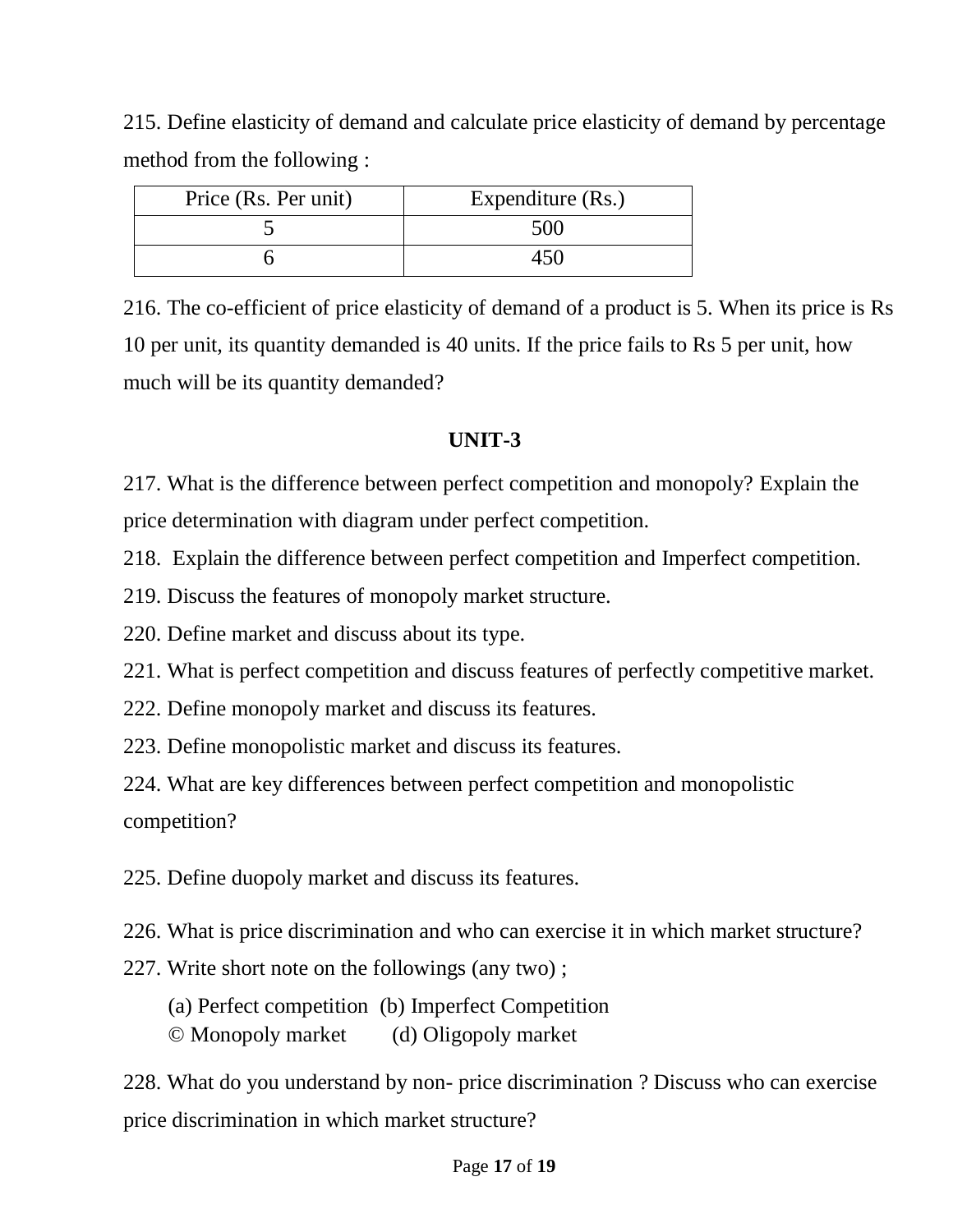215. Define elasticity of demand and calculate price elasticity of demand by percentage method from the following :

| Price (Rs. Per unit) | Expenditure (Rs.) |
| --- | --- |
| 5 | 500 |
| 6 | 450 |

216. The co-efficient of price elasticity of demand of a product is 5. When its price is Rs 10 per unit, its quantity demanded is 40 units. If the price fails to Rs 5 per unit, how much will be its quantity demanded?

## UNIT-3

217. What is the difference between perfect competition and monopoly? Explain the price determination with diagram under perfect competition.

218. Explain the difference between perfect competition and Imperfect competition.

219. Discuss the features of monopoly market structure.

220. Define market and discuss about its type.

221. What is perfect competition and discuss features of perfectly competitive market.

222. Define monopoly market and discuss its features.

223. Define monopolistic market and discuss its features.

224. What are key differences between perfect competition and monopolistic competition?

225. Define duopoly market and discuss its features.

226. What is price discrimination and who can exercise it in which market structure?

227. Write short note on the followings (any two) ;

(a) Perfect competition (b) Imperfect Competition
© Monopoly market (d) Oligopoly market

228. What do you understand by non- price discrimination ? Discuss who can exercise price discrimination in which market structure?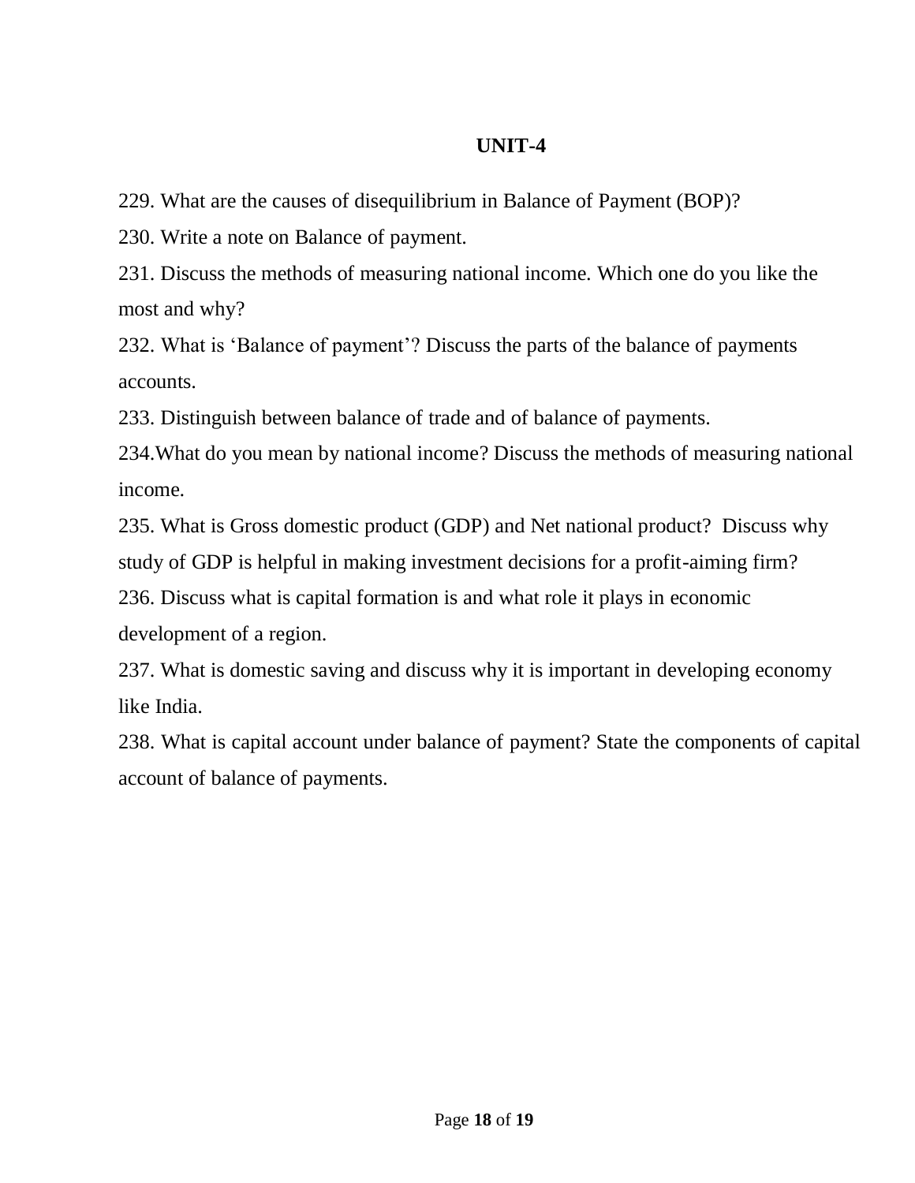## UNIT-4

229. What are the causes of disequilibrium in Balance of Payment (BOP)?

230. Write a note on Balance of payment.

231. Discuss the methods of measuring national income. Which one do you like the most and why?

232. What is 'Balance of payment'? Discuss the parts of the balance of payments accounts.

233. Distinguish between balance of trade and of balance of payments.

234.What do you mean by national income? Discuss the methods of measuring national income.

235. What is Gross domestic product (GDP) and Net national product? Discuss why study of GDP is helpful in making investment decisions for a profit-aiming firm?

236. Discuss what is capital formation is and what role it plays in economic development of a region.

237. What is domestic saving and discuss why it is important in developing economy like India.

238. What is capital account under balance of payment? State the components of capital account of balance of payments.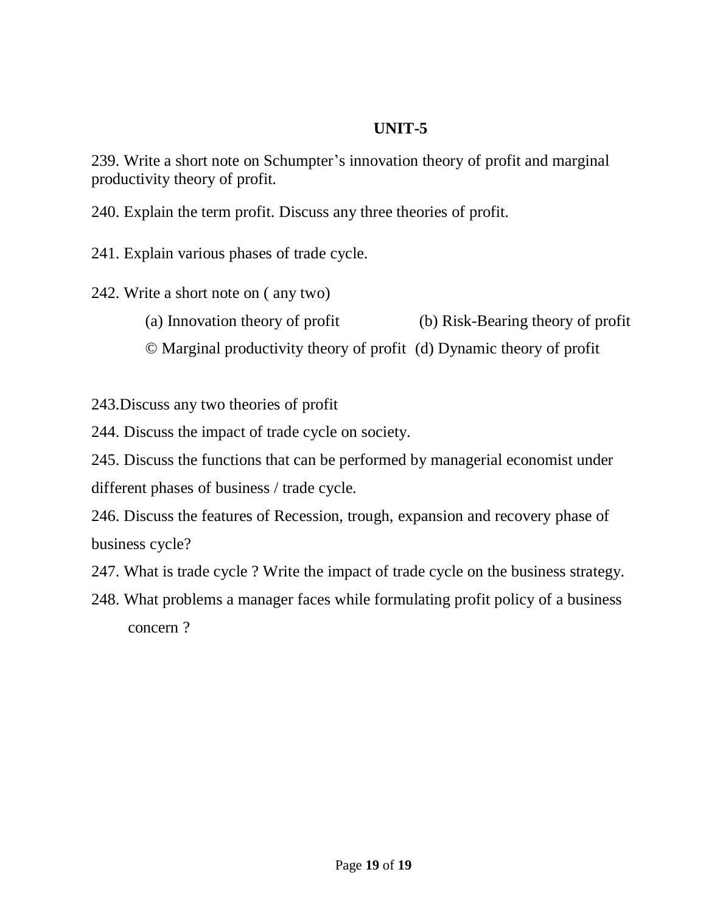## UNIT-5

239. Write a short note on Schumpter's innovation theory of profit and marginal productivity theory of profit.

240. Explain the term profit. Discuss any three theories of profit.

241. Explain various phases of trade cycle.

242. Write a short note on ( any two)

    (a) Innovation theory of profit (b) Risk-Bearing theory of profit

    © Marginal productivity theory of profit (d) Dynamic theory of profit

243.Discuss any two theories of profit

244. Discuss the impact of trade cycle on society.

245. Discuss the functions that can be performed by managerial economist under different phases of business / trade cycle.

246. Discuss the features of Recession, trough, expansion and recovery phase of business cycle?

247. What is trade cycle ? Write the impact of trade cycle on the business strategy.

248. What problems a manager faces while formulating profit policy of a business concern ?